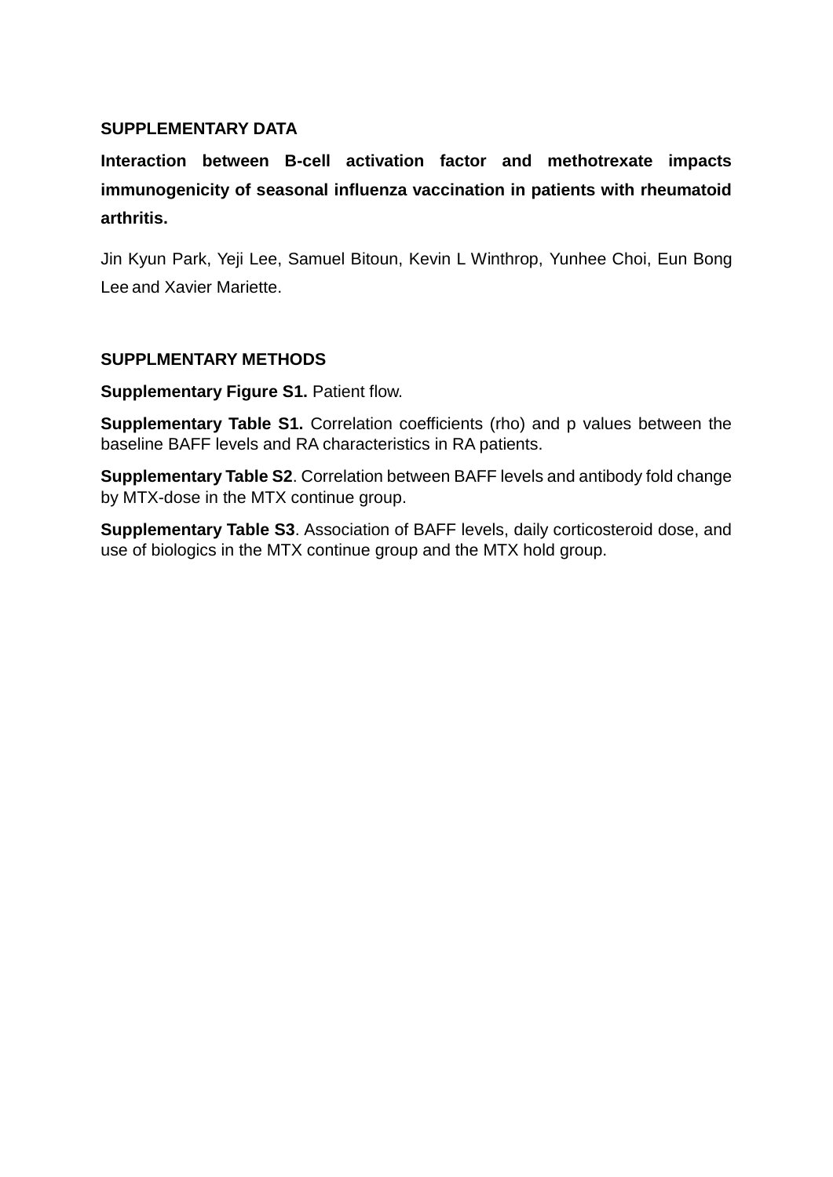## SUPPLEMENTARY DATA

**Interaction between B-cell activation factor and methotrexate impacts immunogenicity of seasonal influenza vaccination in patients with rheumatoid arthritis.**

Jin Kyun Park, Yeji Lee, Samuel Bitoun, Kevin L Winthrop, Yunhee Choi, Eun Bong Lee and Xavier Mariette.

## SUPPLMENTARY METHODS

**Supplementary Figure S1.** Patient flow.

**Supplementary Table S1.** Correlation coefficients (rho) and p values between the baseline BAFF levels and RA characteristics in RA patients.

**Supplementary Table S2**. Correlation between BAFF levels and antibody fold change by MTX-dose in the MTX continue group.

**Supplementary Table S3**. Association of BAFF levels, daily corticosteroid dose, and use of biologics in the MTX continue group and the MTX hold group.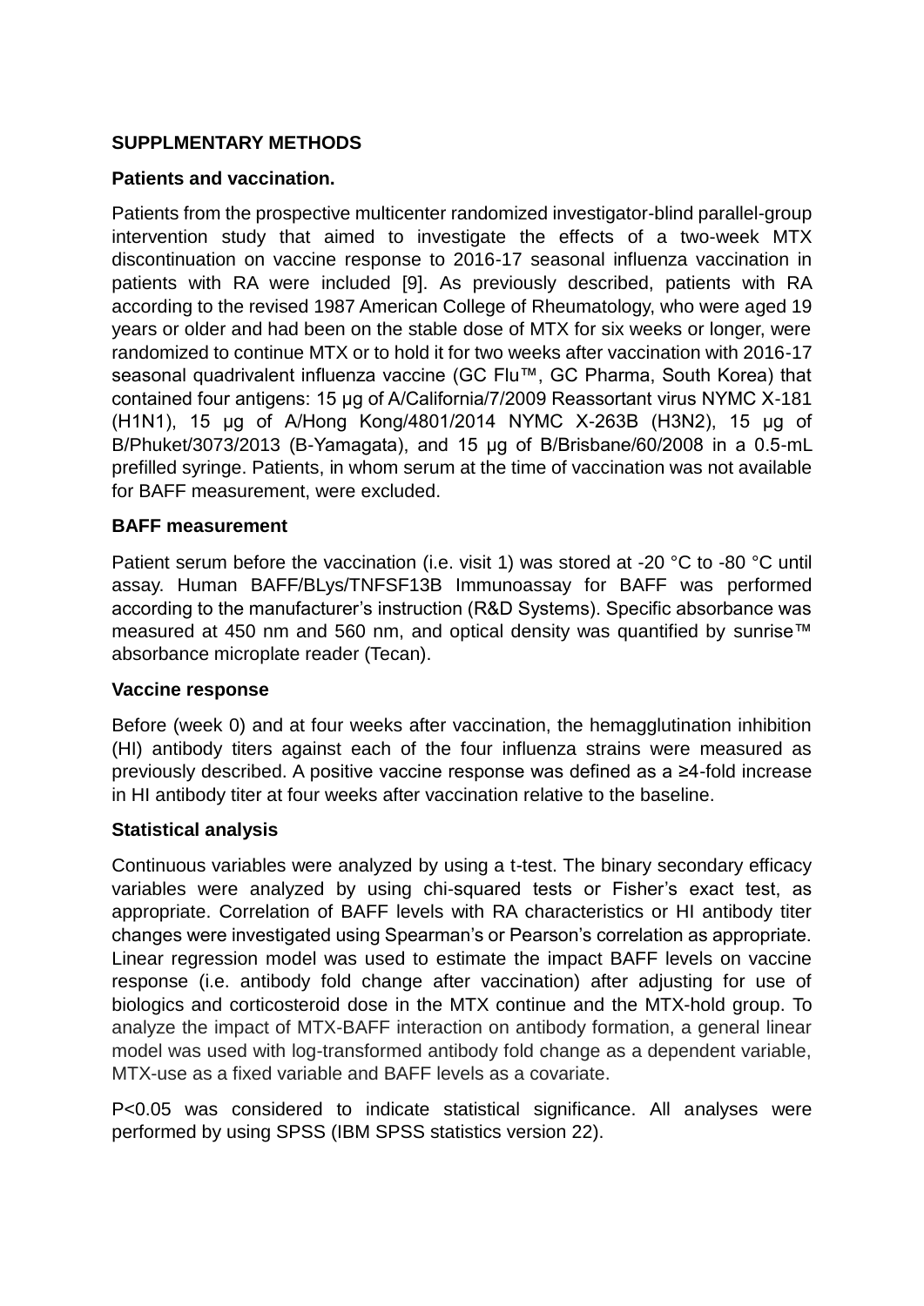## SUPPLMENTARY METHODS

### Patients and vaccination.

Patients from the prospective multicenter randomized investigator-blind parallel-group intervention study that aimed to investigate the effects of a two-week MTX discontinuation on vaccine response to 2016-17 seasonal influenza vaccination in patients with RA were included [9]. As previously described, patients with RA according to the revised 1987 American College of Rheumatology, who were aged 19 years or older and had been on the stable dose of MTX for six weeks or longer, were randomized to continue MTX or to hold it for two weeks after vaccination with 2016-17 seasonal quadrivalent influenza vaccine (GC Flu™, GC Pharma, South Korea) that contained four antigens: 15 μg of A/California/7/2009 Reassortant virus NYMC X-181 (H1N1), 15 μg of A/Hong Kong/4801/2014 NYMC X-263B (H3N2), 15 μg of B/Phuket/3073/2013 (B-Yamagata), and 15 μg of B/Brisbane/60/2008 in a 0.5-mL prefilled syringe. Patients, in whom serum at the time of vaccination was not available for BAFF measurement, were excluded.

### BAFF measurement

Patient serum before the vaccination (i.e. visit 1) was stored at -20 °C to -80 °C until assay. Human BAFF/BLys/TNFSF13B Immunoassay for BAFF was performed according to the manufacturer's instruction (R&D Systems). Specific absorbance was measured at 450 nm and 560 nm, and optical density was quantified by sunrise™ absorbance microplate reader (Tecan).

### Vaccine response

Before (week 0) and at four weeks after vaccination, the hemagglutination inhibition (HI) antibody titers against each of the four influenza strains were measured as previously described. A positive vaccine response was defined as a ≥4-fold increase in HI antibody titer at four weeks after vaccination relative to the baseline.

### Statistical analysis

Continuous variables were analyzed by using a t-test. The binary secondary efficacy variables were analyzed by using chi-squared tests or Fisher's exact test, as appropriate. Correlation of BAFF levels with RA characteristics or HI antibody titer changes were investigated using Spearman's or Pearson's correlation as appropriate. Linear regression model was used to estimate the impact BAFF levels on vaccine response (i.e. antibody fold change after vaccination) after adjusting for use of biologics and corticosteroid dose in the MTX continue and the MTX-hold group. To analyze the impact of MTX-BAFF interaction on antibody formation, a general linear model was used with log-transformed antibody fold change as a dependent variable, MTX-use as a fixed variable and BAFF levels as a covariate.

$P<0.05$ was considered to indicate statistical significance. All analyses were performed by using SPSS (IBM SPSS statistics version 22).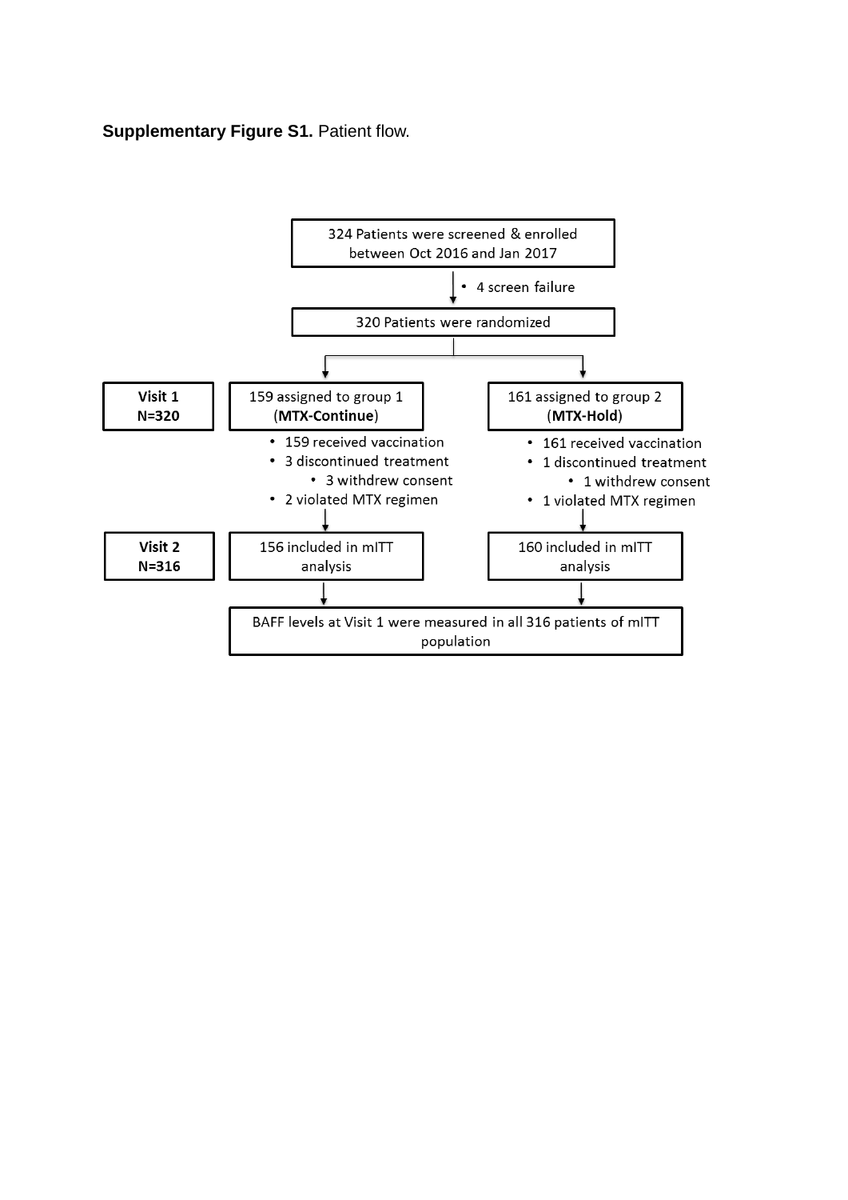**Supplementary Figure S1.** Patient flow.

324 Patients were screened & enrolled between Oct 2016 and Jan 2017

- 4 screen failure

320 Patients were randomized

**Visit 1**
**N=320**

159 assigned to group 1 (**MTX-Continue**)

- 159 received vaccination
- 3 discontinued treatment
    - 3 withdrew consent
- 2 violated MTX regimen

161 assigned to group 2 (**MTX-Hold**)

- 161 received vaccination
- 1 discontinued treatment
    - 1 withdrew consent
- 1 violated MTX regimen

**Visit 2**
**N=316**

156 included in mITT analysis

160 included in mITT analysis

BAFF levels at Visit 1 were measured in all 316 patients of mITT population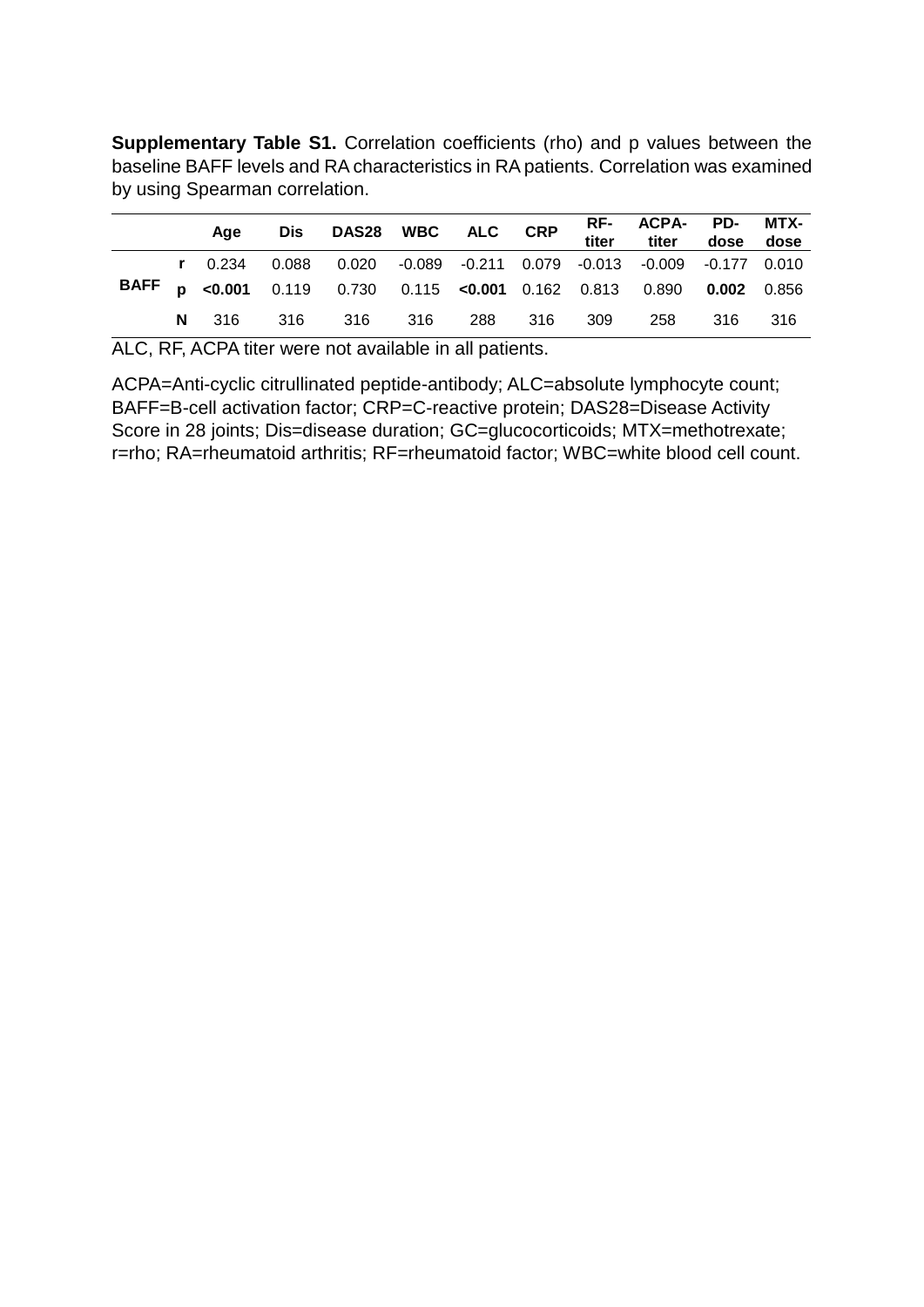**Supplementary Table S1.** Correlation coefficients (rho) and p values between the baseline BAFF levels and RA characteristics in RA patients. Correlation was examined by using Spearman correlation.

| | | Age | Dis | DAS28 | WBC | ALC | CRP | RF-titer | ACPA-titer | PD-dose | MTX-dose |
|---|---|---|---|---|---|---|---|---|---|---|---|
| **BAFF** | **r** | 0.234 | 0.088 | 0.020 | -0.089 | -0.211 | 0.079 | -0.013 | -0.009 | -0.177 | 0.010 |
| | **p** | **<0.001** | 0.119 | 0.730 | 0.115 | **<0.001** | 0.162 | 0.813 | 0.890 | **0.002** | 0.856 |
| | **N** | 316 | 316 | 316 | 316 | 288 | 316 | 309 | 258 | 316 | 316 |

ALC, RF, ACPA titer were not available in all patients.

ACPA=Anti-cyclic citrullinated peptide-antibody; ALC=absolute lymphocyte count; BAFF=B-cell activation factor; CRP=C-reactive protein; DAS28=Disease Activity Score in 28 joints; Dis=disease duration; GC=glucocorticoids; MTX=methotrexate; r=rho; RA=rheumatoid arthritis; RF=rheumatoid factor; WBC=white blood cell count.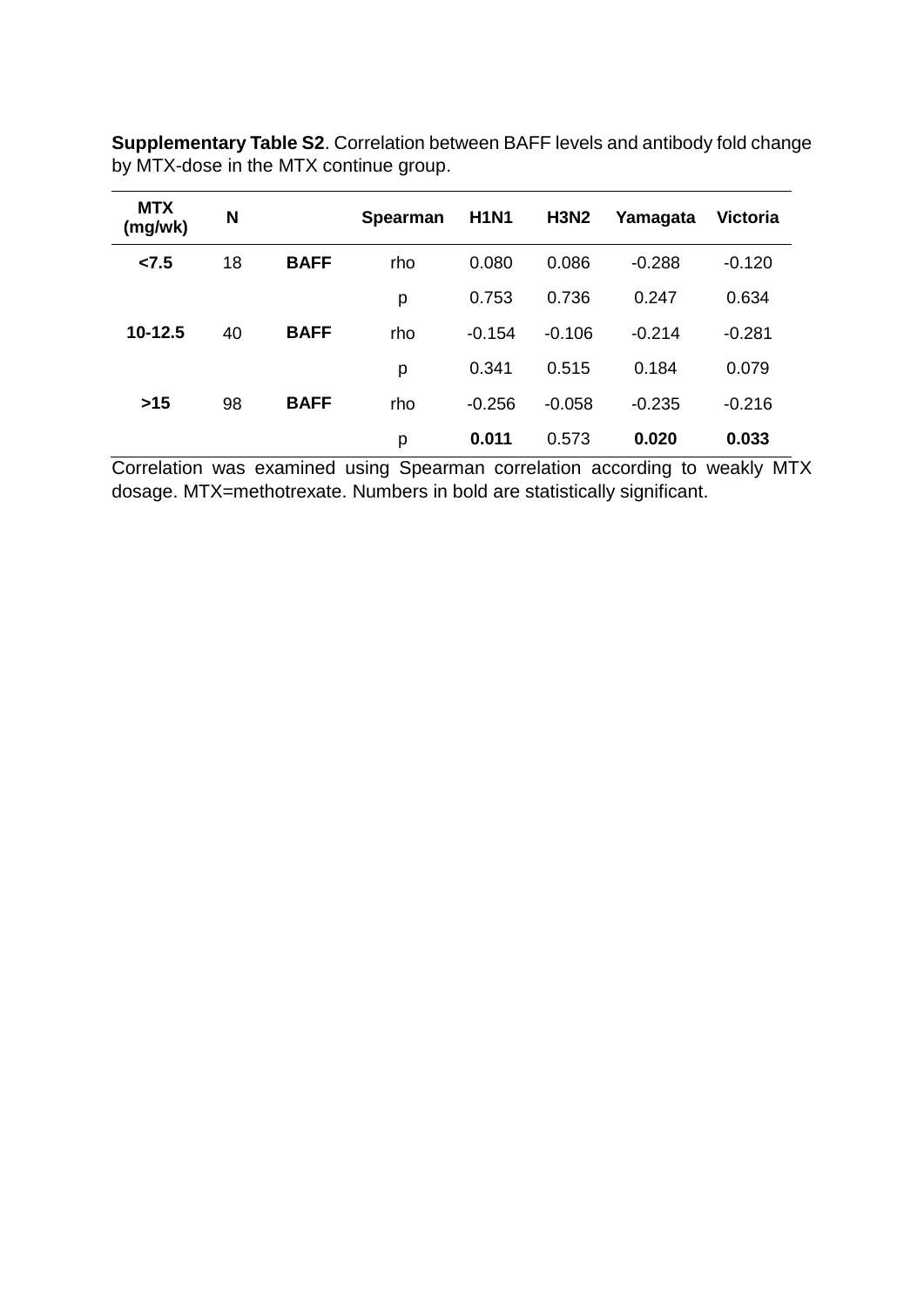**Supplementary Table S2**. Correlation between BAFF levels and antibody fold change by MTX-dose in the MTX continue group.

| MTX (mg/wk) | N | | Spearman | H1N1 | H3N2 | Yamagata | Victoria |
|---|---|---|---|---|---|---|---|
| **<7.5** | 18 | **BAFF** | rho | 0.080 | 0.086 | -0.288 | -0.120 |
| | | | p | 0.753 | 0.736 | 0.247 | 0.634 |
| **10-12.5** | 40 | **BAFF** | rho | -0.154 | -0.106 | -0.214 | -0.281 |
| | | | p | 0.341 | 0.515 | 0.184 | 0.079 |
| **>15** | 98 | **BAFF** | rho | -0.256 | -0.058 | -0.235 | -0.216 |
| | | | p | **0.011** | 0.573 | **0.020** | **0.033** |

Correlation was examined using Spearman correlation according to weakly MTX dosage. MTX=methotrexate. Numbers in bold are statistically significant.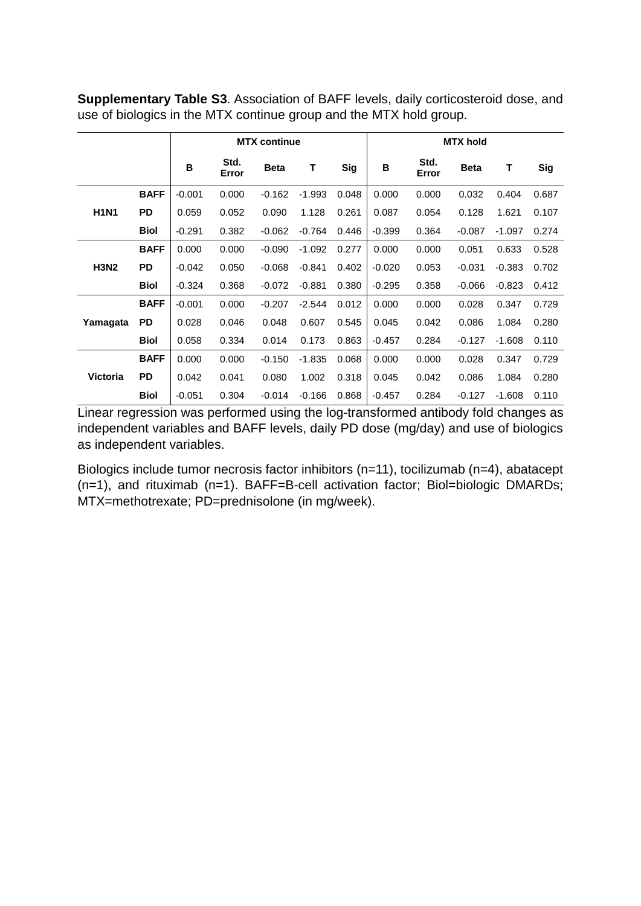**Supplementary Table S3**. Association of BAFF levels, daily corticosteroid dose, and use of biologics in the MTX continue group and the MTX hold group.

| | | MTX continue | | | | | MTX hold | | | | |
|---|---|---|---|---|---|---|---|---|---|---|---|
| | | **B** | **Std. Error** | **Beta** | **T** | **Sig** | **B** | **Std. Error** | **Beta** | **T** | **Sig** |
| **H1N1** | **BAFF** | -0.001 | 0.000 | -0.162 | -1.993 | 0.048 | 0.000 | 0.000 | 0.032 | 0.404 | 0.687 |
| | **PD** | 0.059 | 0.052 | 0.090 | 1.128 | 0.261 | 0.087 | 0.054 | 0.128 | 1.621 | 0.107 |
| | **Biol** | -0.291 | 0.382 | -0.062 | -0.764 | 0.446 | -0.399 | 0.364 | -0.087 | -1.097 | 0.274 |
| **H3N2** | **BAFF** | 0.000 | 0.000 | -0.090 | -1.092 | 0.277 | 0.000 | 0.000 | 0.051 | 0.633 | 0.528 |
| | **PD** | -0.042 | 0.050 | -0.068 | -0.841 | 0.402 | -0.020 | 0.053 | -0.031 | -0.383 | 0.702 |
| | **Biol** | -0.324 | 0.368 | -0.072 | -0.881 | 0.380 | -0.295 | 0.358 | -0.066 | -0.823 | 0.412 |
| **Yamagata** | **BAFF** | -0.001 | 0.000 | -0.207 | -2.544 | 0.012 | 0.000 | 0.000 | 0.028 | 0.347 | 0.729 |
| | **PD** | 0.028 | 0.046 | 0.048 | 0.607 | 0.545 | 0.045 | 0.042 | 0.086 | 1.084 | 0.280 |
| | **Biol** | 0.058 | 0.334 | 0.014 | 0.173 | 0.863 | -0.457 | 0.284 | -0.127 | -1.608 | 0.110 |
| **Victoria** | **BAFF** | 0.000 | 0.000 | -0.150 | -1.835 | 0.068 | 0.000 | 0.000 | 0.028 | 0.347 | 0.729 |
| | **PD** | 0.042 | 0.041 | 0.080 | 1.002 | 0.318 | 0.045 | 0.042 | 0.086 | 1.084 | 0.280 |
| | **Biol** | -0.051 | 0.304 | -0.014 | -0.166 | 0.868 | -0.457 | 0.284 | -0.127 | -1.608 | 0.110 |

Linear regression was performed using the log-transformed antibody fold changes as independent variables and BAFF levels, daily PD dose (mg/day) and use of biologics as independent variables.

Biologics include tumor necrosis factor inhibitors (n=11), tocilizumab (n=4), abatacept (n=1), and rituximab (n=1). BAFF=B-cell activation factor; Biol=biologic DMARDs; MTX=methotrexate; PD=prednisolone (in mg/week).